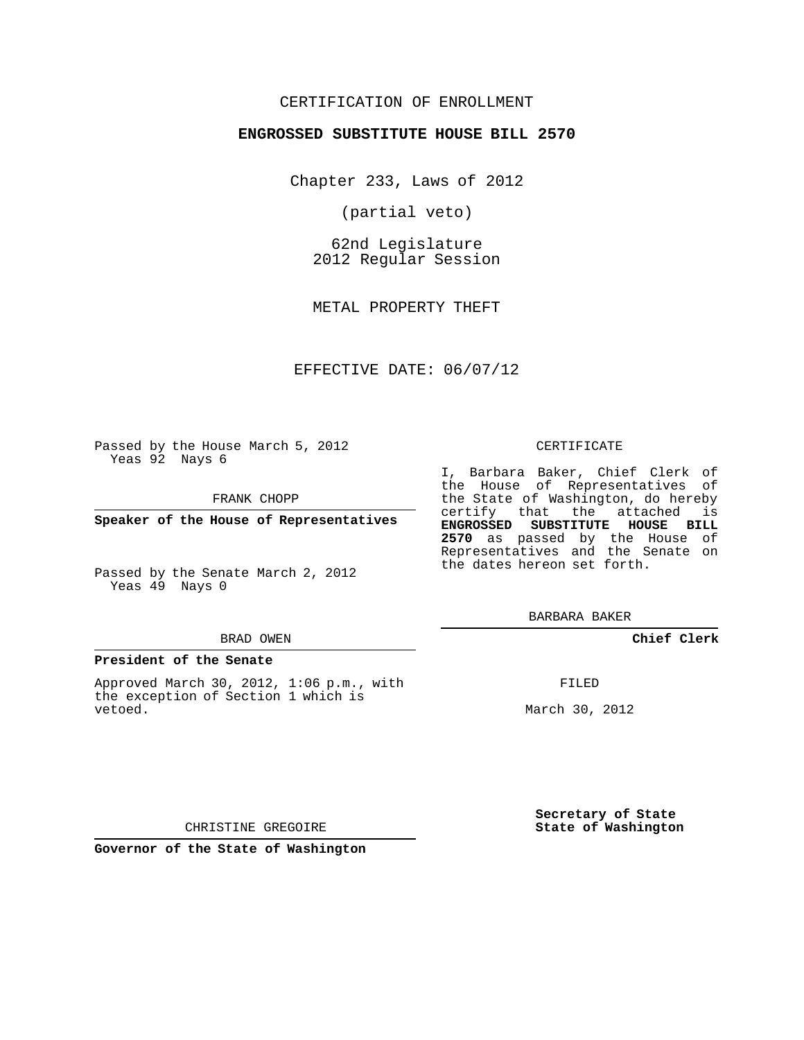CERTIFICATION OF ENROLLMENT

**ENGROSSED SUBSTITUTE HOUSE BILL 2570**

Chapter 233, Laws of 2012

(partial veto)

62nd Legislature
2012 Regular Session

METAL PROPERTY THEFT

EFFECTIVE DATE: 06/07/12

Passed by the House March 5, 2012
Yeas 92 Nays 6

FRANK CHOPP

**Speaker of the House of Representatives**

Passed by the Senate March 2, 2012
Yeas 49 Nays 0

BRAD OWEN

**President of the Senate**

Approved March 30, 2012, 1:06 p.m., with the exception of Section 1 which is vetoed.

CHRISTINE GREGOIRE

**Governor of the State of Washington**

CERTIFICATE

I, Barbara Baker, Chief Clerk of the House of Representatives of the State of Washington, do hereby certify that the attached is **ENGROSSED SUBSTITUTE HOUSE BILL 2570** as passed by the House of Representatives and the Senate on the dates hereon set forth.

BARBARA BAKER

**Chief Clerk**

FILED

March 30, 2012

**Secretary of State**
**State of Washington**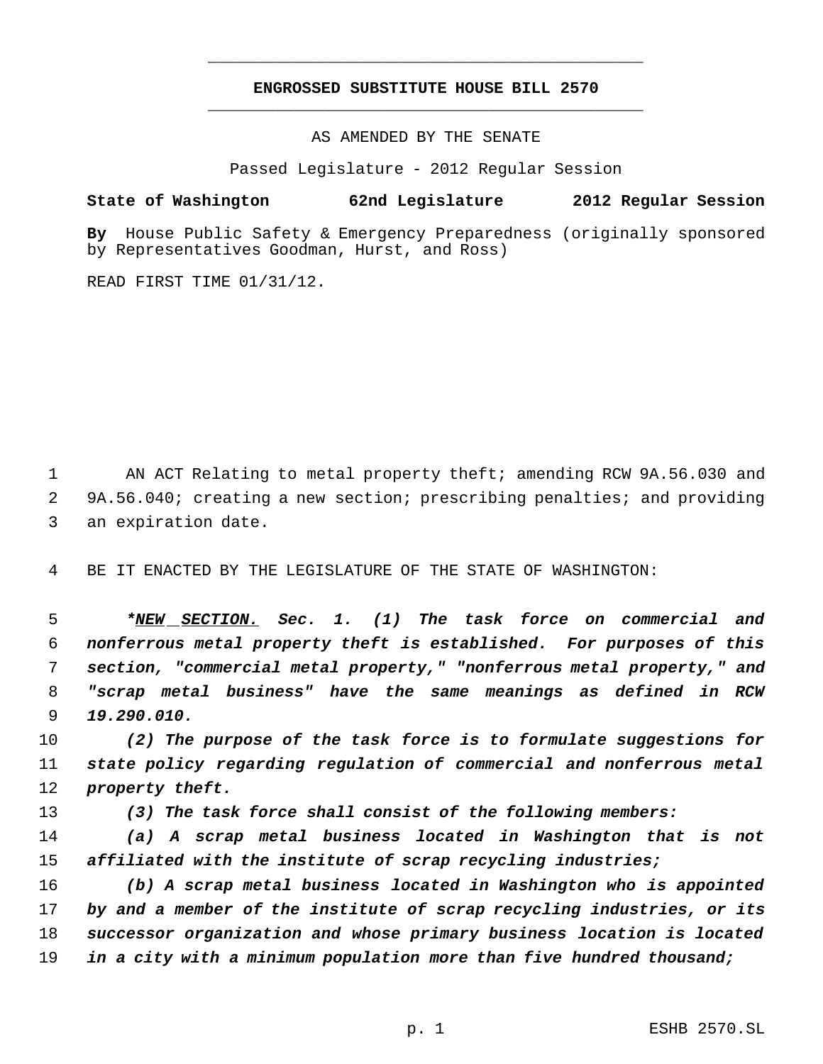# ENGROSSED SUBSTITUTE HOUSE BILL 2570

AS AMENDED BY THE SENATE

Passed Legislature - 2012 Regular Session

**State of Washington 62nd Legislature 2012 Regular Session**

**By** House Public Safety & Emergency Preparedness (originally sponsored by Representatives Goodman, Hurst, and Ross)

READ FIRST TIME 01/31/12.

AN ACT Relating to metal property theft; amending RCW 9A.56.030 and 9A.56.040; creating a new section; prescribing penalties; and providing an expiration date.

BE IT ENACTED BY THE LEGISLATURE OF THE STATE OF WASHINGTON:

***<u>NEW SECTION.</u> Sec. 1. (1) The task force on commercial and nonferrous metal property theft is established. For purposes of this section, "commercial metal property," "nonferrous metal property," and "scrap metal business" have the same meanings as defined in RCW 19.290.010.***

***(2) The purpose of the task force is to formulate suggestions for state policy regarding regulation of commercial and nonferrous metal property theft.***

***(3) The task force shall consist of the following members:***

***(a) A scrap metal business located in Washington that is not affiliated with the institute of scrap recycling industries;***

***(b) A scrap metal business located in Washington who is appointed by and a member of the institute of scrap recycling industries, or its successor organization and whose primary business location is located in a city with a minimum population more than five hundred thousand;***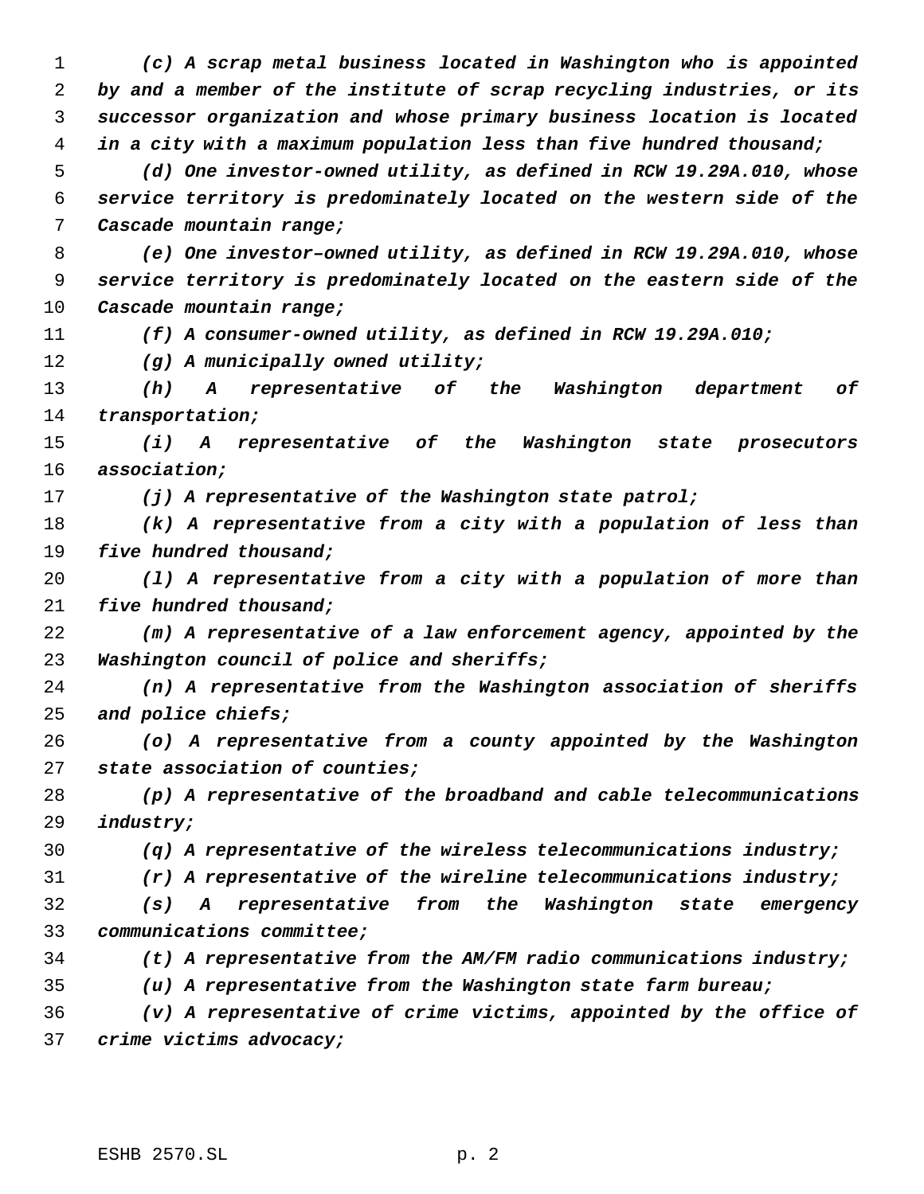*(c) A scrap metal business located in Washington who is appointed by and a member of the institute of scrap recycling industries, or its successor organization and whose primary business location is located in a city with a maximum population less than five hundred thousand;*

*(d) One investor-owned utility, as defined in RCW 19.29A.010, whose service territory is predominately located on the western side of the Cascade mountain range;*

*(e) One investor–owned utility, as defined in RCW 19.29A.010, whose service territory is predominately located on the eastern side of the Cascade mountain range;*

*(f) A consumer-owned utility, as defined in RCW 19.29A.010;*

*(g) A municipally owned utility;*

*(h) A representative of the Washington department of transportation;*

*(i) A representative of the Washington state prosecutors association;*

*(j) A representative of the Washington state patrol;*

*(k) A representative from a city with a population of less than five hundred thousand;*

*(l) A representative from a city with a population of more than five hundred thousand;*

*(m) A representative of a law enforcement agency, appointed by the Washington council of police and sheriffs;*

*(n) A representative from the Washington association of sheriffs and police chiefs;*

*(o) A representative from a county appointed by the Washington state association of counties;*

*(p) A representative of the broadband and cable telecommunications industry;*

*(q) A representative of the wireless telecommunications industry;*

*(r) A representative of the wireline telecommunications industry;*

*(s) A representative from the Washington state emergency communications committee;*

*(t) A representative from the AM/FM radio communications industry;*

*(u) A representative from the Washington state farm bureau;*

*(v) A representative of crime victims, appointed by the office of crime victims advocacy;*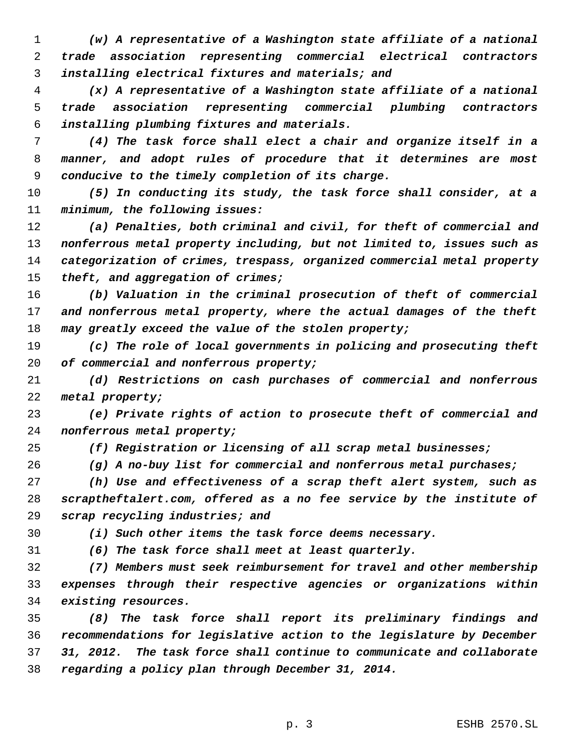*(w) A representative of a Washington state affiliate of a national trade association representing commercial electrical contractors installing electrical fixtures and materials; and*

*(x) A representative of a Washington state affiliate of a national trade association representing commercial plumbing contractors installing plumbing fixtures and materials.*

*(4) The task force shall elect a chair and organize itself in a manner, and adopt rules of procedure that it determines are most conducive to the timely completion of its charge.*

*(5) In conducting its study, the task force shall consider, at a minimum, the following issues:*

*(a) Penalties, both criminal and civil, for theft of commercial and nonferrous metal property including, but not limited to, issues such as categorization of crimes, trespass, organized commercial metal property theft, and aggregation of crimes;*

*(b) Valuation in the criminal prosecution of theft of commercial and nonferrous metal property, where the actual damages of the theft may greatly exceed the value of the stolen property;*

*(c) The role of local governments in policing and prosecuting theft of commercial and nonferrous property;*

*(d) Restrictions on cash purchases of commercial and nonferrous metal property;*

*(e) Private rights of action to prosecute theft of commercial and nonferrous metal property;*

*(f) Registration or licensing of all scrap metal businesses;*

*(g) A no-buy list for commercial and nonferrous metal purchases;*

*(h) Use and effectiveness of a scrap theft alert system, such as scraptheftalert.com, offered as a no fee service by the institute of scrap recycling industries; and*

*(i) Such other items the task force deems necessary.*

*(6) The task force shall meet at least quarterly.*

*(7) Members must seek reimbursement for travel and other membership expenses through their respective agencies or organizations within existing resources.*

*(8) The task force shall report its preliminary findings and recommendations for legislative action to the legislature by December 31, 2012. The task force shall continue to communicate and collaborate regarding a policy plan through December 31, 2014.*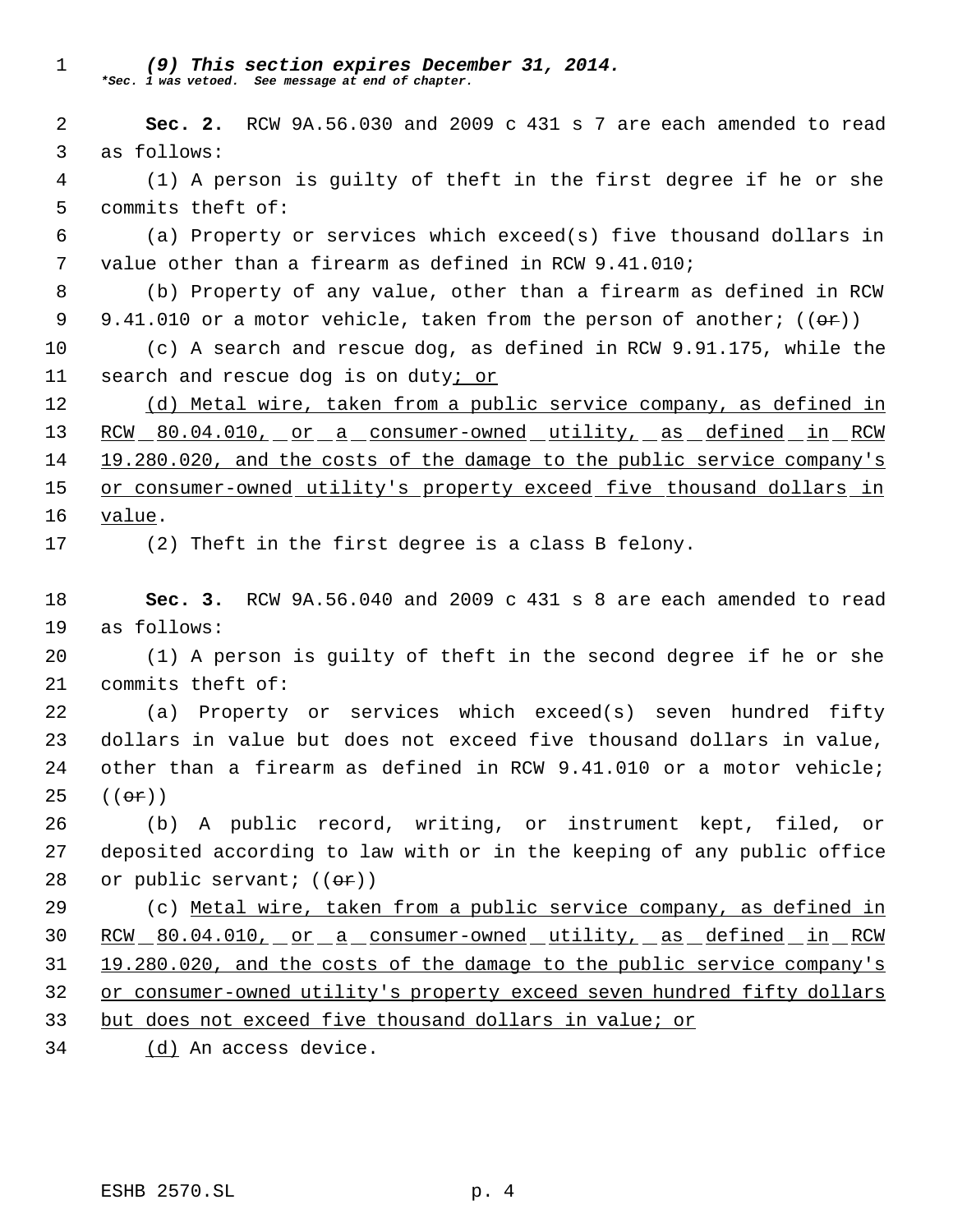*(9) This section expires December 31, 2014.*
***Sec. 1 was vetoed. See message at end of chapter.***

**Sec. 2.** RCW 9A.56.030 and 2009 c 431 s 7 are each amended to read as follows:

(1) A person is guilty of theft in the first degree if he or she commits theft of:

(a) Property or services which exceed(s) five thousand dollars in value other than a firearm as defined in RCW 9.41.010;

(b) Property of any value, other than a firearm as defined in RCW 9.41.010 or a motor vehicle, taken from the person of another; ((~~or~~))

(c) A search and rescue dog, as defined in RCW 9.91.175, while the search and rescue dog is on duty<u>; or</u>

<u>(d) Metal wire, taken from a public service company, as defined in RCW 80.04.010, or a consumer-owned utility, as defined in RCW 19.280.020, and the costs of the damage to the public service company's or consumer-owned utility's property exceed five thousand dollars in value</u>.

(2) Theft in the first degree is a class B felony.

**Sec. 3.** RCW 9A.56.040 and 2009 c 431 s 8 are each amended to read as follows:

(1) A person is guilty of theft in the second degree if he or she commits theft of:

(a) Property or services which exceed(s) seven hundred fifty dollars in value but does not exceed five thousand dollars in value, other than a firearm as defined in RCW 9.41.010 or a motor vehicle; ((~~or~~))

(b) A public record, writing, or instrument kept, filed, or deposited according to law with or in the keeping of any public office or public servant; ((~~or~~))

(c) <u>Metal wire, taken from a public service company, as defined in RCW 80.04.010, or a consumer-owned utility, as defined in RCW 19.280.020, and the costs of the damage to the public service company's or consumer-owned utility's property exceed seven hundred fifty dollars but does not exceed five thousand dollars in value; or</u>

<u>(d)</u> An access device.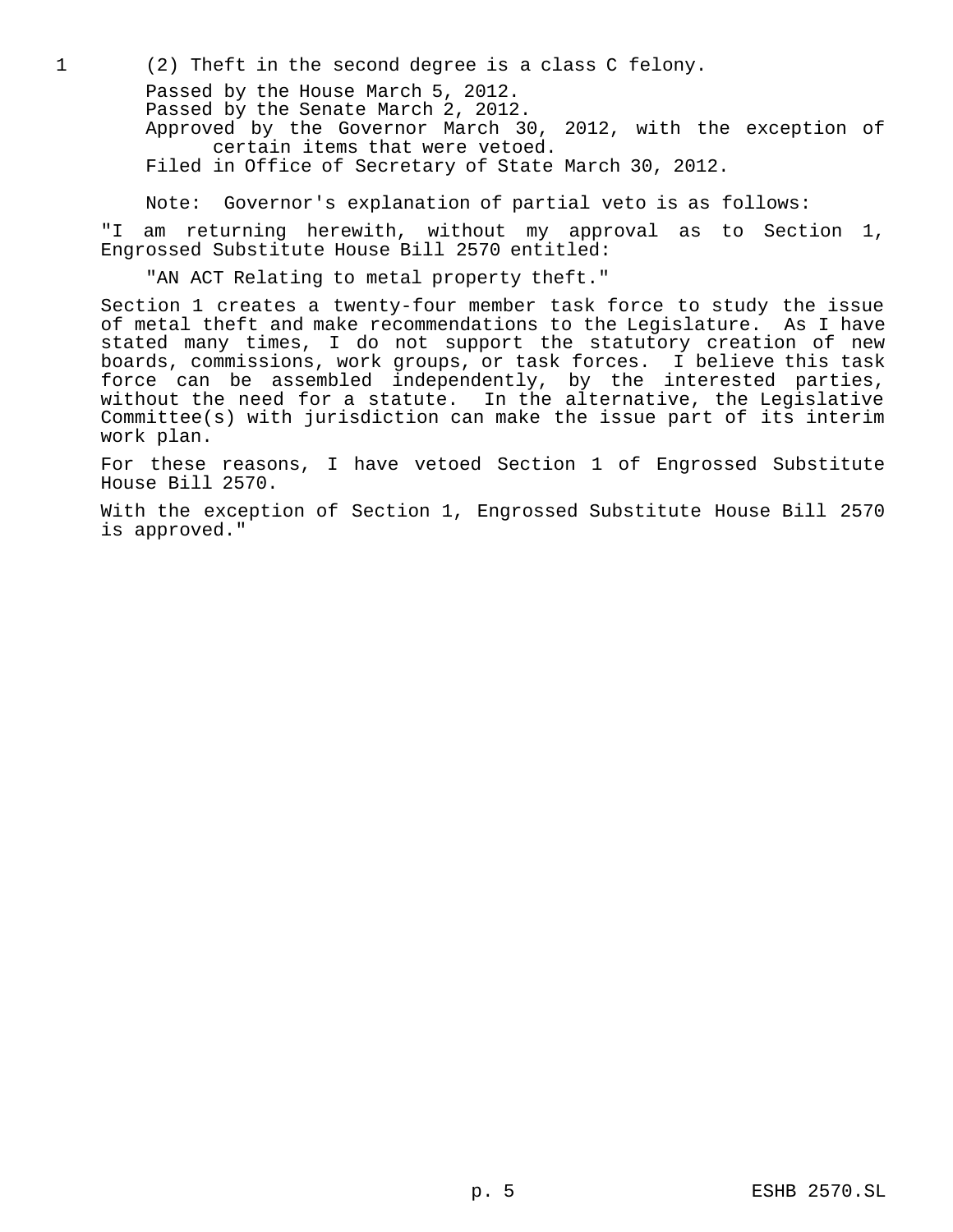(2) Theft in the second degree is a class C felony.

Passed by the House March 5, 2012.
Passed by the Senate March 2, 2012.
Approved by the Governor March 30, 2012, with the exception of certain items that were vetoed.
Filed in Office of Secretary of State March 30, 2012.

Note: Governor's explanation of partial veto is as follows:

"I am returning herewith, without my approval as to Section 1, Engrossed Substitute House Bill 2570 entitled:

"AN ACT Relating to metal property theft."

Section 1 creates a twenty-four member task force to study the issue of metal theft and make recommendations to the Legislature. As I have stated many times, I do not support the statutory creation of new boards, commissions, work groups, or task forces. I believe this task force can be assembled independently, by the interested parties, without the need for a statute. In the alternative, the Legislative Committee(s) with jurisdiction can make the issue part of its interim work plan.

For these reasons, I have vetoed Section 1 of Engrossed Substitute House Bill 2570.

With the exception of Section 1, Engrossed Substitute House Bill 2570 is approved."